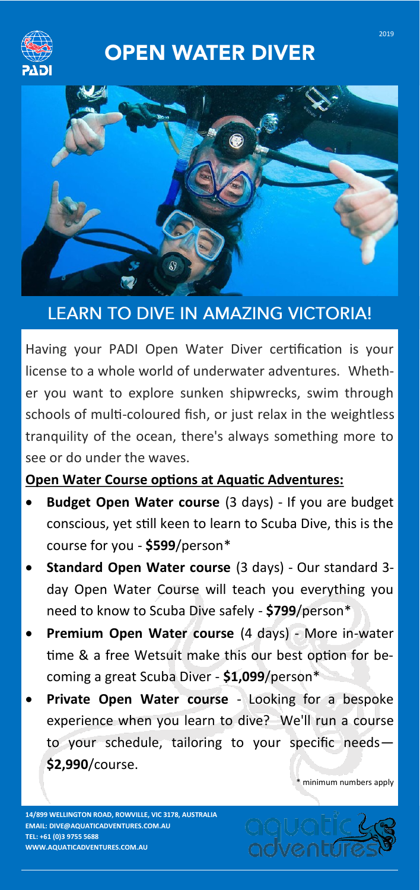# OPEN WATER DIVER

## LEARN TO DIVE IN AMAZING VICTORIA!

Having your PADI Open Water Diver certification is your license to a whole world of underwater adventures. Whether you want to explore sunken shipwrecks, swim through schools of multi-coloured fish, or just relax in the weightless tranquility of the ocean, there's always something more to see or do under the waves.

**Open Water Course options at Aquatic Adventures:**

- **Budget Open Water course** (3 days) - If you are budget conscious, yet still keen to learn to Scuba Dive, this is the course for you - **$599**/person*
- **Standard Open Water course** (3 days) - Our standard 3-day Open Water Course will teach you everything you need to know to Scuba Dive safely - **$799**/person*
- **Premium Open Water course** (4 days) - More in-water time & a free Wetsuit make this our best option for becoming a great Scuba Diver - **$1,099**/person*
- **Private Open Water course** - Looking for a bespoke experience when you learn to dive? We'll run a course to your schedule, tailoring to your specific needs—**$2,990**/course.

\* minimum numbers apply

**14/899 WELLINGTON ROAD, ROWVILLE, VIC 3178, AUSTRALIA**
**EMAIL: DIVE@AQUATICADVENTURES.COM.AU**
**TEL: +61 (0)3 9755 5688**
**WWW.AQUATICADVENTURES.COM.AU**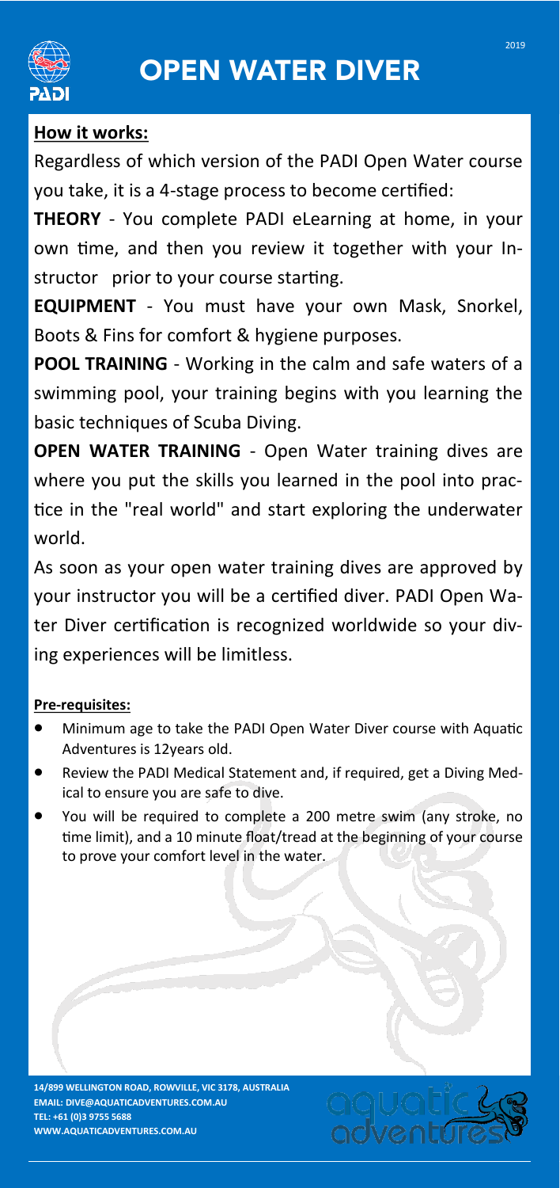# OPEN WATER DIVER

## How it works:

Regardless of which version of the PADI Open Water course you take, it is a 4-stage process to become certified:

**THEORY** - You complete PADI eLearning at home, in your own time, and then you review it together with your Instructor prior to your course starting.

**EQUIPMENT** - You must have your own Mask, Snorkel, Boots & Fins for comfort & hygiene purposes.

**POOL TRAINING** - Working in the calm and safe waters of a swimming pool, your training begins with you learning the basic techniques of Scuba Diving.

**OPEN WATER TRAINING** - Open Water training dives are where you put the skills you learned in the pool into practice in the "real world" and start exploring the underwater world.

As soon as your open water training dives are approved by your instructor you will be a certified diver. PADI Open Water Diver certification is recognized worldwide so your diving experiences will be limitless.

### Pre-requisites:

- Minimum age to take the PADI Open Water Diver course with Aquatic Adventures is 12years old.
- Review the PADI Medical Statement and, if required, get a Diving Medical to ensure you are safe to dive.
- You will be required to complete a 200 metre swim (any stroke, no time limit), and a 10 minute float/tread at the beginning of your course to prove your comfort level in the water.

**14/899 WELLINGTON ROAD, ROWVILLE, VIC 3178, AUSTRALIA**
**EMAIL: DIVE@AQUATICADVENTURES.COM.AU**
**TEL: +61 (0)3 9755 5688**
**WWW.AQUATICADVENTURES.COM.AU**